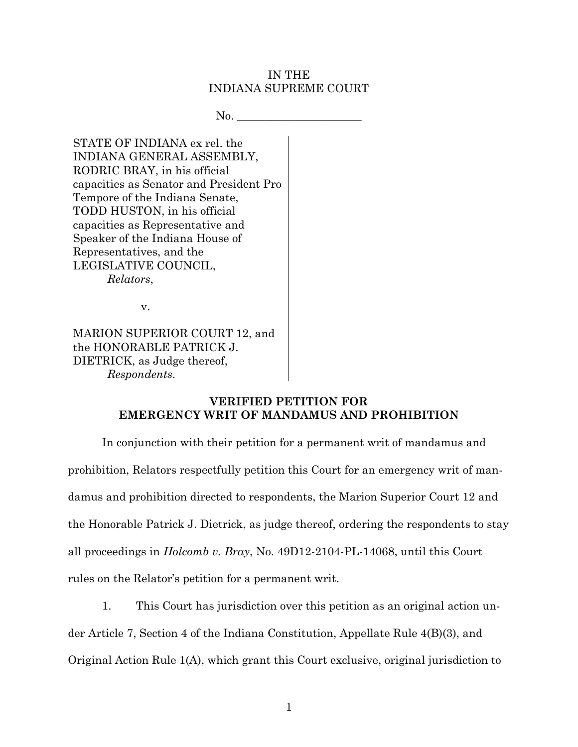IN THE
INDIANA SUPREME COURT

No. ______________________

STATE OF INDIANA ex rel. the INDIANA GENERAL ASSEMBLY, RODRIC BRAY, in his official capacities as Senator and President Pro Tempore of the Indiana Senate, TODD HUSTON, in his official capacities as Representative and Speaker of the Indiana House of Representatives, and the LEGISLATIVE COUNCIL,
*Relators*,

v.

MARION SUPERIOR COURT 12, and the HONORABLE PATRICK J. DIETRICK, as Judge thereof,
*Respondents*.

**VERIFIED PETITION FOR EMERGENCY WRIT OF MANDAMUS AND PROHIBITION**

In conjunction with their petition for a permanent writ of mandamus and prohibition, Relators respectfully petition this Court for an emergency writ of mandamus and prohibition directed to respondents, the Marion Superior Court 12 and the Honorable Patrick J. Dietrick, as judge thereof, ordering the respondents to stay all proceedings in *Holcomb v. Bray*, No. 49D12-2104-PL-14068, until this Court rules on the Relator's petition for a permanent writ.

1. This Court has jurisdiction over this petition as an original action under Article 7, Section 4 of the Indiana Constitution, Appellate Rule 4(B)(3), and Original Action Rule 1(A), which grant this Court exclusive, original jurisdiction to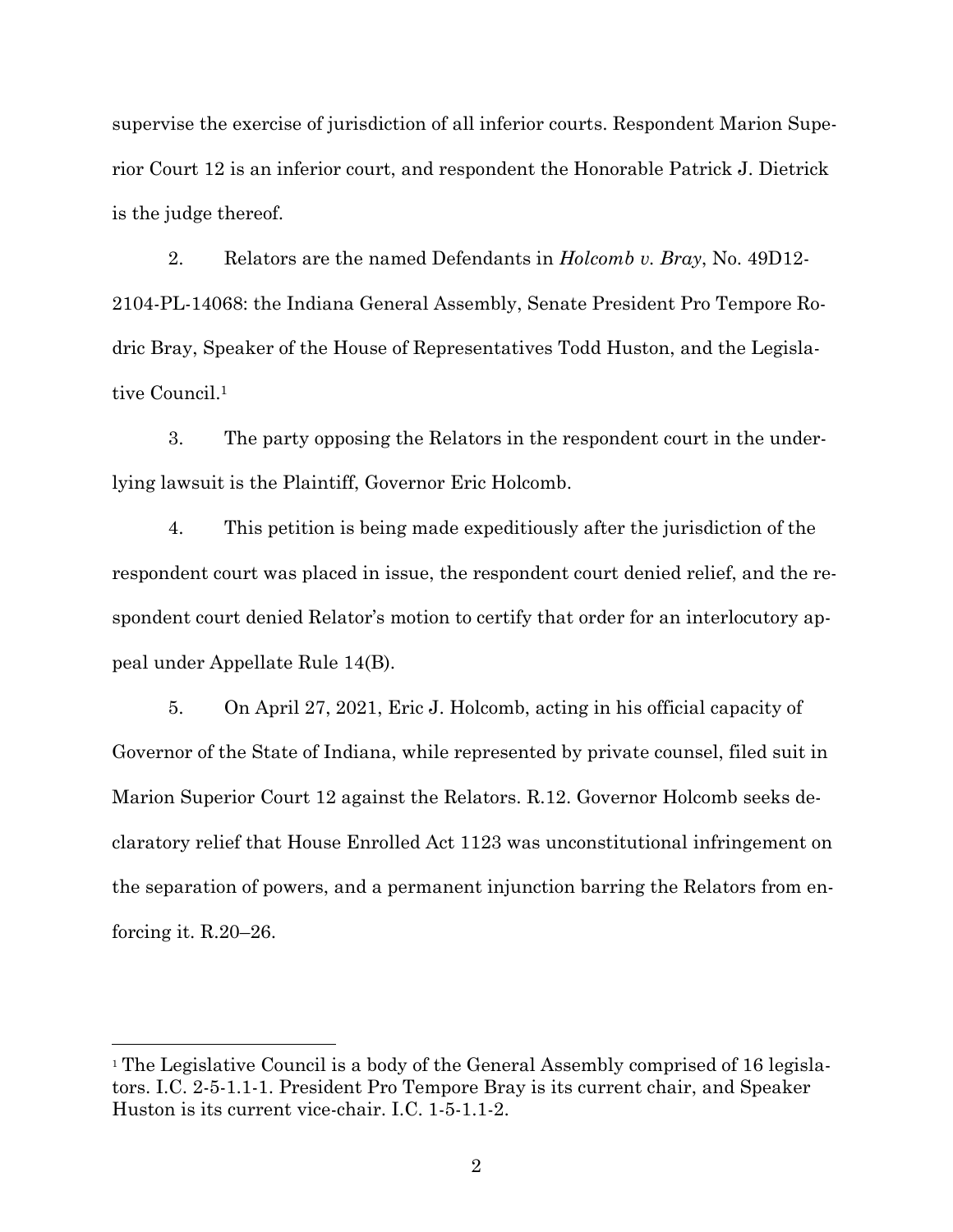supervise the exercise of jurisdiction of all inferior courts. Respondent Marion Superior Court 12 is an inferior court, and respondent the Honorable Patrick J. Dietrick is the judge thereof.

2. Relators are the named Defendants in *Holcomb v. Bray*, No. 49D12-2104-PL-14068: the Indiana General Assembly, Senate President Pro Tempore Rodric Bray, Speaker of the House of Representatives Todd Huston, and the Legislative Council.[1]

3. The party opposing the Relators in the respondent court in the underlying lawsuit is the Plaintiff, Governor Eric Holcomb.

4. This petition is being made expeditiously after the jurisdiction of the respondent court was placed in issue, the respondent court denied relief, and the respondent court denied Relator's motion to certify that order for an interlocutory appeal under Appellate Rule 14(B).

5. On April 27, 2021, Eric J. Holcomb, acting in his official capacity of Governor of the State of Indiana, while represented by private counsel, filed suit in Marion Superior Court 12 against the Relators. R.12. Governor Holcomb seeks declaratory relief that House Enrolled Act 1123 was unconstitutional infringement on the separation of powers, and a permanent injunction barring the Relators from enforcing it. R.20–26.

[1] The Legislative Council is a body of the General Assembly comprised of 16 legislators. I.C. 2-5-1.1-1. President Pro Tempore Bray is its current chair, and Speaker Huston is its current vice-chair. I.C. 1-5-1.1-2.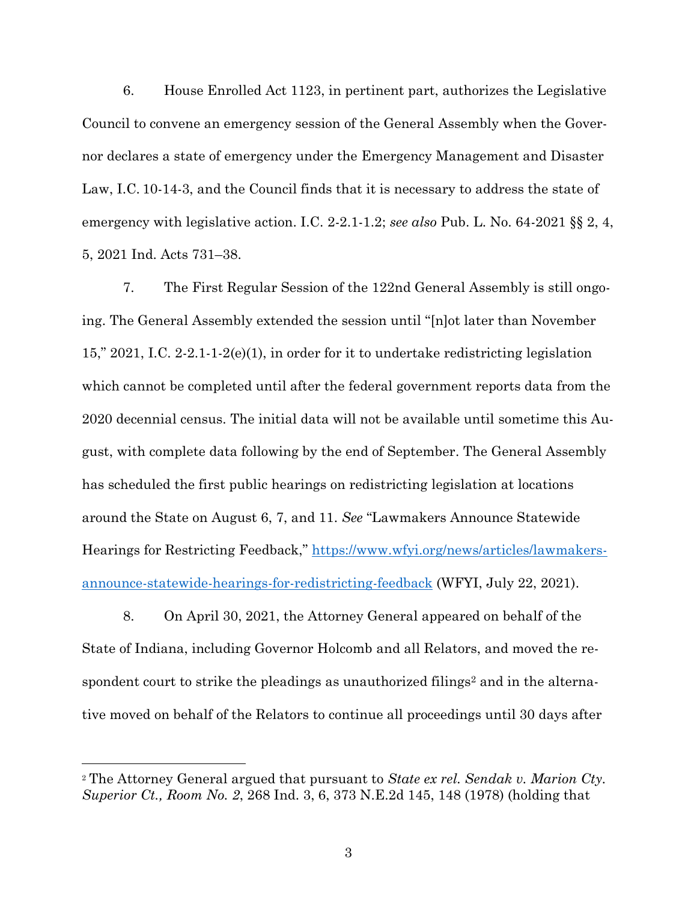6. House Enrolled Act 1123, in pertinent part, authorizes the Legislative Council to convene an emergency session of the General Assembly when the Governor declares a state of emergency under the Emergency Management and Disaster Law, I.C. 10-14-3, and the Council finds that it is necessary to address the state of emergency with legislative action. I.C. 2-2.1-1.2; *see also* Pub. L. No. 64-2021 §§ 2, 4, 5, 2021 Ind. Acts 731–38.

7. The First Regular Session of the 122nd General Assembly is still ongoing. The General Assembly extended the session until "[n]ot later than November 15," 2021, I.C. 2-2.1-1-2(e)(1), in order for it to undertake redistricting legislation which cannot be completed until after the federal government reports data from the 2020 decennial census. The initial data will not be available until sometime this August, with complete data following by the end of September. The General Assembly has scheduled the first public hearings on redistricting legislation at locations around the State on August 6, 7, and 11. *See* "Lawmakers Announce Statewide Hearings for Restricting Feedback," [https://www.wfyi.org/news/articles/lawmakers-announce-statewide-hearings-for-redistricting-feedback](https://www.wfyi.org/news/articles/lawmakers-announce-statewide-hearings-for-redistricting-feedback) (WFYI, July 22, 2021).

8. On April 30, 2021, the Attorney General appeared on behalf of the State of Indiana, including Governor Holcomb and all Relators, and moved the respondent court to strike the pleadings as unauthorized filings[2] and in the alternative moved on behalf of the Relators to continue all proceedings until 30 days after

---

[2] The Attorney General argued that pursuant to *State ex rel. Sendak v. Marion Cty. Superior Ct., Room No. 2*, 268 Ind. 3, 6, 373 N.E.2d 145, 148 (1978) (holding that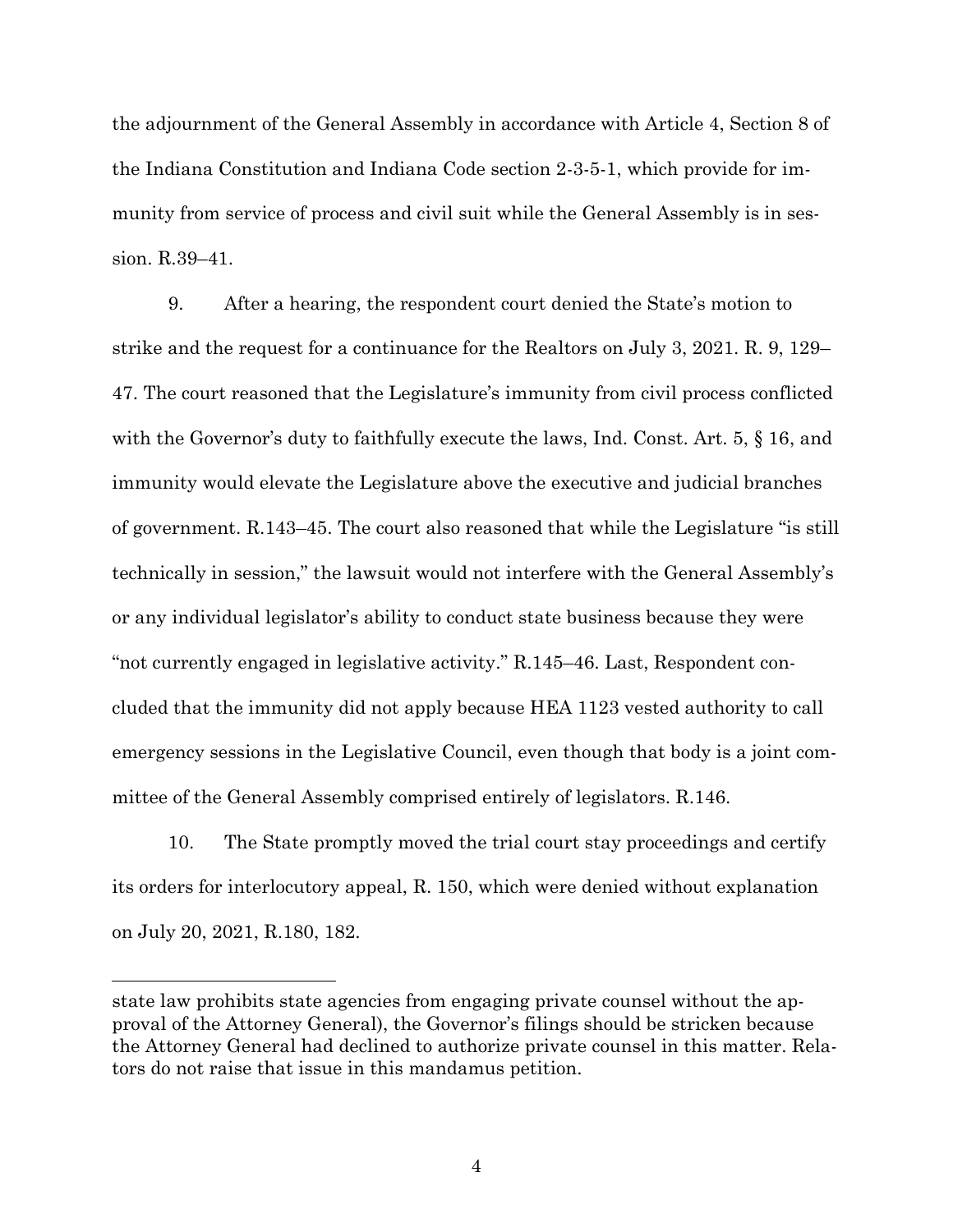the adjournment of the General Assembly in accordance with Article 4, Section 8 of the Indiana Constitution and Indiana Code section 2-3-5-1, which provide for immunity from service of process and civil suit while the General Assembly is in session. R.39–41.

9. After a hearing, the respondent court denied the State's motion to strike and the request for a continuance for the Realtors on July 3, 2021. R. 9, 129–47. The court reasoned that the Legislature's immunity from civil process conflicted with the Governor's duty to faithfully execute the laws, Ind. Const. Art. 5, § 16, and immunity would elevate the Legislature above the executive and judicial branches of government. R.143–45. The court also reasoned that while the Legislature "is still technically in session," the lawsuit would not interfere with the General Assembly's or any individual legislator's ability to conduct state business because they were "not currently engaged in legislative activity." R.145–46. Last, Respondent concluded that the immunity did not apply because HEA 1123 vested authority to call emergency sessions in the Legislative Council, even though that body is a joint committee of the General Assembly comprised entirely of legislators. R.146.

10. The State promptly moved the trial court stay proceedings and certify its orders for interlocutory appeal, R. 150, which were denied without explanation on July 20, 2021, R.180, 182.

---

state law prohibits state agencies from engaging private counsel without the approval of the Attorney General), the Governor's filings should be stricken because the Attorney General had declined to authorize private counsel in this matter. Relators do not raise that issue in this mandamus petition.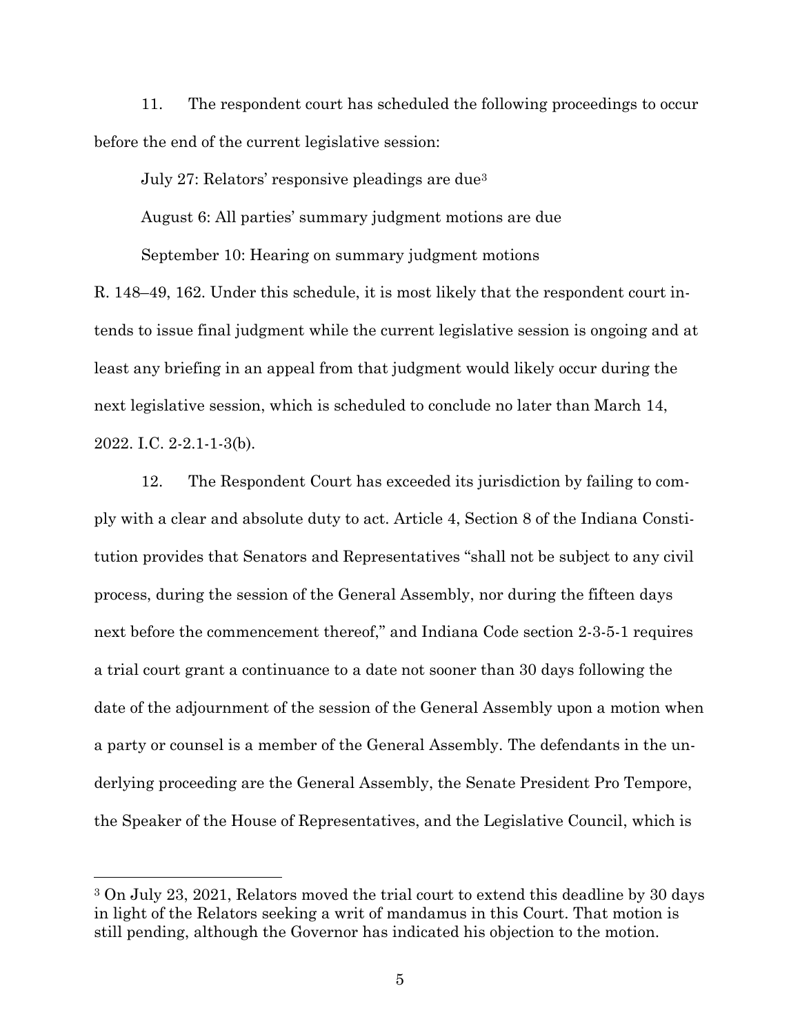11. The respondent court has scheduled the following proceedings to occur before the end of the current legislative session:

July 27: Relators' responsive pleadings are due[3]

August 6: All parties' summary judgment motions are due

September 10: Hearing on summary judgment motions

R. 148–49, 162. Under this schedule, it is most likely that the respondent court intends to issue final judgment while the current legislative session is ongoing and at least any briefing in an appeal from that judgment would likely occur during the next legislative session, which is scheduled to conclude no later than March 14, 2022. I.C. 2-2.1-1-3(b).

12. The Respondent Court has exceeded its jurisdiction by failing to comply with a clear and absolute duty to act. Article 4, Section 8 of the Indiana Constitution provides that Senators and Representatives "shall not be subject to any civil process, during the session of the General Assembly, nor during the fifteen days next before the commencement thereof," and Indiana Code section 2-3-5-1 requires a trial court grant a continuance to a date not sooner than 30 days following the date of the adjournment of the session of the General Assembly upon a motion when a party or counsel is a member of the General Assembly. The defendants in the underlying proceeding are the General Assembly, the Senate President Pro Tempore, the Speaker of the House of Representatives, and the Legislative Council, which is

[3] On July 23, 2021, Relators moved the trial court to extend this deadline by 30 days in light of the Relators seeking a writ of mandamus in this Court. That motion is still pending, although the Governor has indicated his objection to the motion.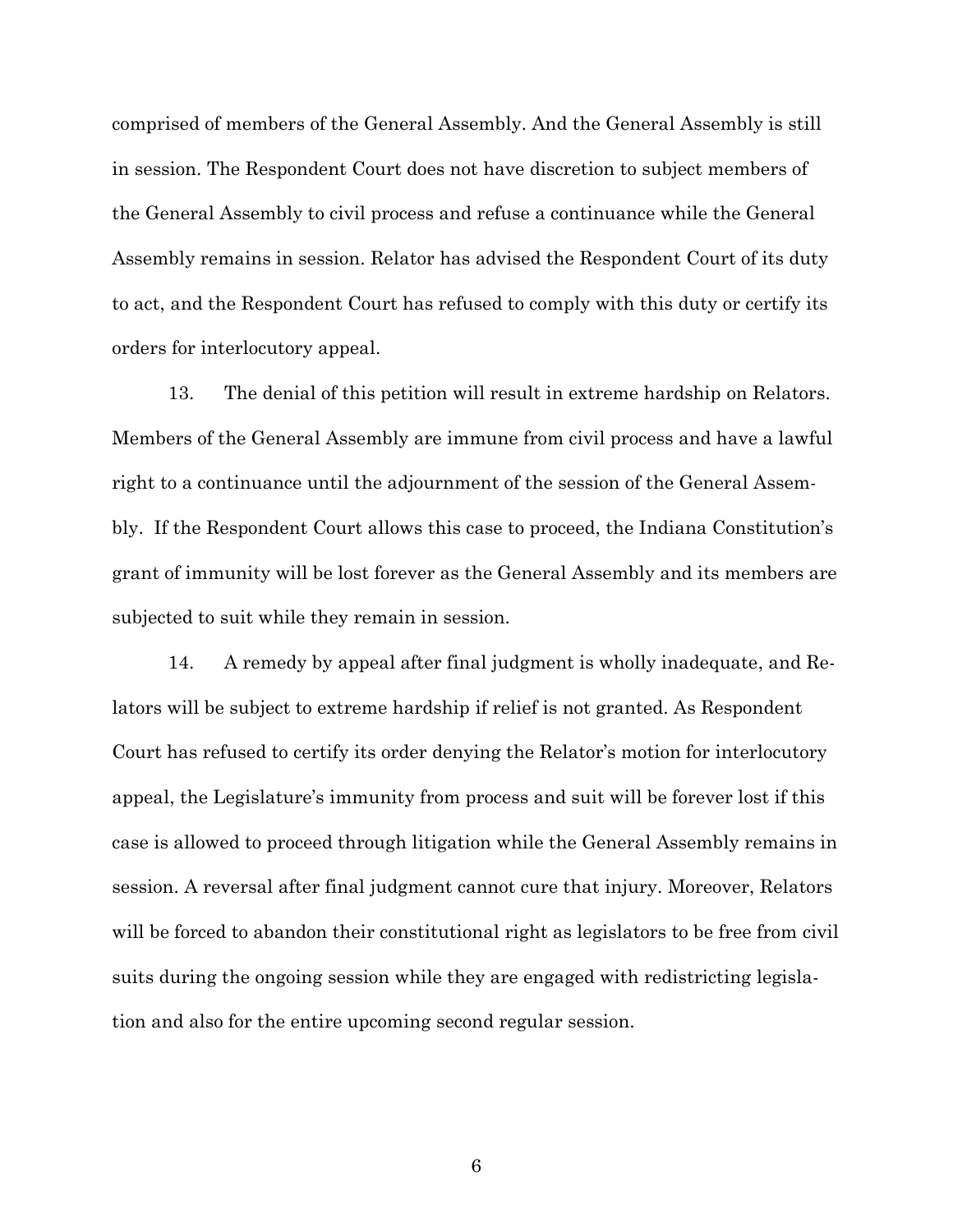comprised of members of the General Assembly. And the General Assembly is still in session. The Respondent Court does not have discretion to subject members of the General Assembly to civil process and refuse a continuance while the General Assembly remains in session. Relator has advised the Respondent Court of its duty to act, and the Respondent Court has refused to comply with this duty or certify its orders for interlocutory appeal.

13. The denial of this petition will result in extreme hardship on Relators. Members of the General Assembly are immune from civil process and have a lawful right to a continuance until the adjournment of the session of the General Assembly. If the Respondent Court allows this case to proceed, the Indiana Constitution's grant of immunity will be lost forever as the General Assembly and its members are subjected to suit while they remain in session.

14. A remedy by appeal after final judgment is wholly inadequate, and Relators will be subject to extreme hardship if relief is not granted. As Respondent Court has refused to certify its order denying the Relator's motion for interlocutory appeal, the Legislature's immunity from process and suit will be forever lost if this case is allowed to proceed through litigation while the General Assembly remains in session. A reversal after final judgment cannot cure that injury. Moreover, Relators will be forced to abandon their constitutional right as legislators to be free from civil suits during the ongoing session while they are engaged with redistricting legislation and also for the entire upcoming second regular session.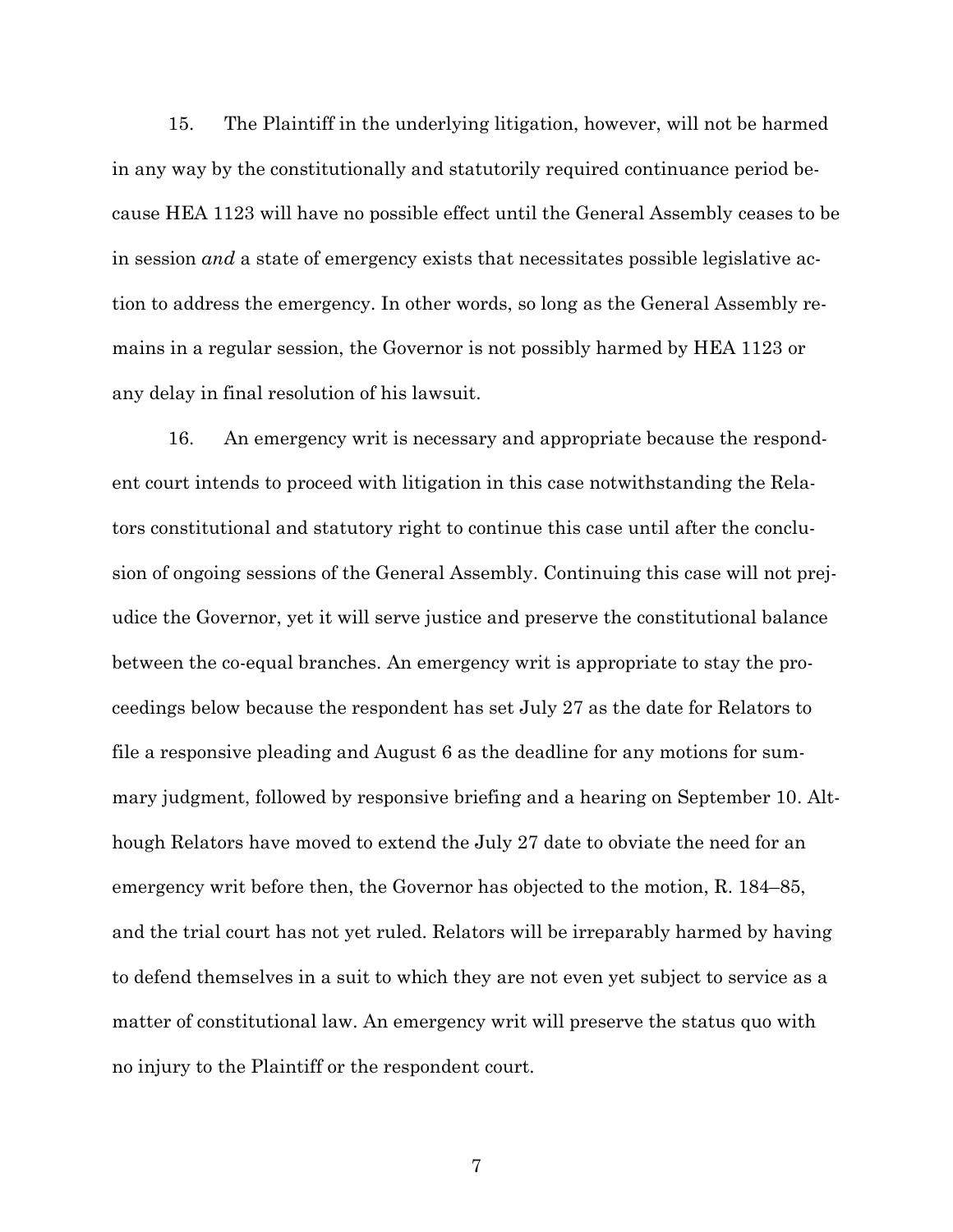15. The Plaintiff in the underlying litigation, however, will not be harmed in any way by the constitutionally and statutorily required continuance period because HEA 1123 will have no possible effect until the General Assembly ceases to be in session *and* a state of emergency exists that necessitates possible legislative action to address the emergency. In other words, so long as the General Assembly remains in a regular session, the Governor is not possibly harmed by HEA 1123 or any delay in final resolution of his lawsuit.

16. An emergency writ is necessary and appropriate because the respondent court intends to proceed with litigation in this case notwithstanding the Relators constitutional and statutory right to continue this case until after the conclusion of ongoing sessions of the General Assembly. Continuing this case will not prejudice the Governor, yet it will serve justice and preserve the constitutional balance between the co-equal branches. An emergency writ is appropriate to stay the proceedings below because the respondent has set July 27 as the date for Relators to file a responsive pleading and August 6 as the deadline for any motions for summary judgment, followed by responsive briefing and a hearing on September 10. Although Relators have moved to extend the July 27 date to obviate the need for an emergency writ before then, the Governor has objected to the motion, R. 184–85, and the trial court has not yet ruled. Relators will be irreparably harmed by having to defend themselves in a suit to which they are not even yet subject to service as a matter of constitutional law. An emergency writ will preserve the status quo with no injury to the Plaintiff or the respondent court.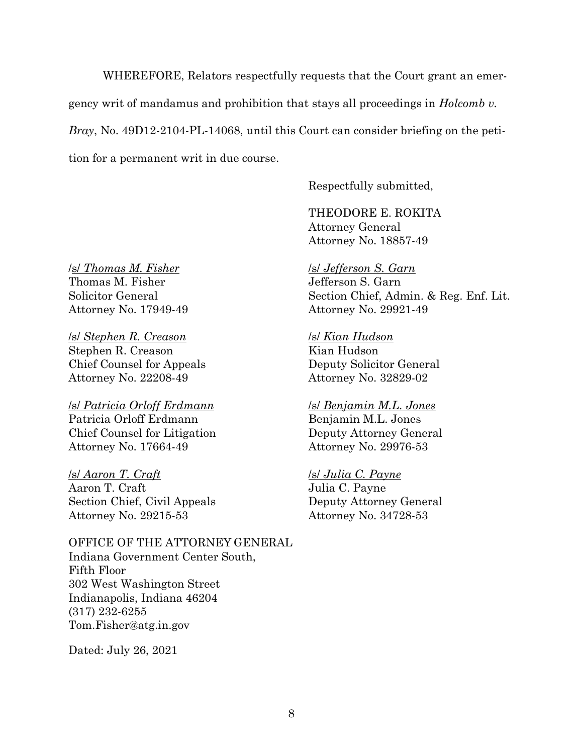WHEREFORE, Relators respectfully requests that the Court grant an emergency writ of mandamus and prohibition that stays all proceedings in *Holcomb v. Bray*, No. 49D12-2104-PL-14068, until this Court can consider briefing on the petition for a permanent writ in due course.

Respectfully submitted,

THEODORE E. ROKITA
Attorney General
Attorney No. 18857-49

/s/ *Thomas M. Fisher*
Thomas M. Fisher
Solicitor General
Attorney No. 17949-49

/s/ *Stephen R. Creason*
Stephen R. Creason
Chief Counsel for Appeals
Attorney No. 22208-49

/s/ *Patricia Orloff Erdmann*
Patricia Orloff Erdmann
Chief Counsel for Litigation
Attorney No. 17664-49

/s/ *Aaron T. Craft*
Aaron T. Craft
Section Chief, Civil Appeals
Attorney No. 29215-53

/s/ *Jefferson S. Garn*
Jefferson S. Garn
Section Chief, Admin. & Reg. Enf. Lit.
Attorney No. 29921-49

/s/ *Kian Hudson*
Kian Hudson
Deputy Solicitor General
Attorney No. 32829-02

/s/ *Benjamin M.L. Jones*
Benjamin M.L. Jones
Deputy Attorney General
Attorney No. 29976-53

/s/ *Julia C. Payne*
Julia C. Payne
Deputy Attorney General
Attorney No. 34728-53

OFFICE OF THE ATTORNEY GENERAL
Indiana Government Center South,
Fifth Floor
302 West Washington Street
Indianapolis, Indiana 46204
(317) 232-6255
Tom.Fisher@atg.in.gov

Dated: July 26, 2021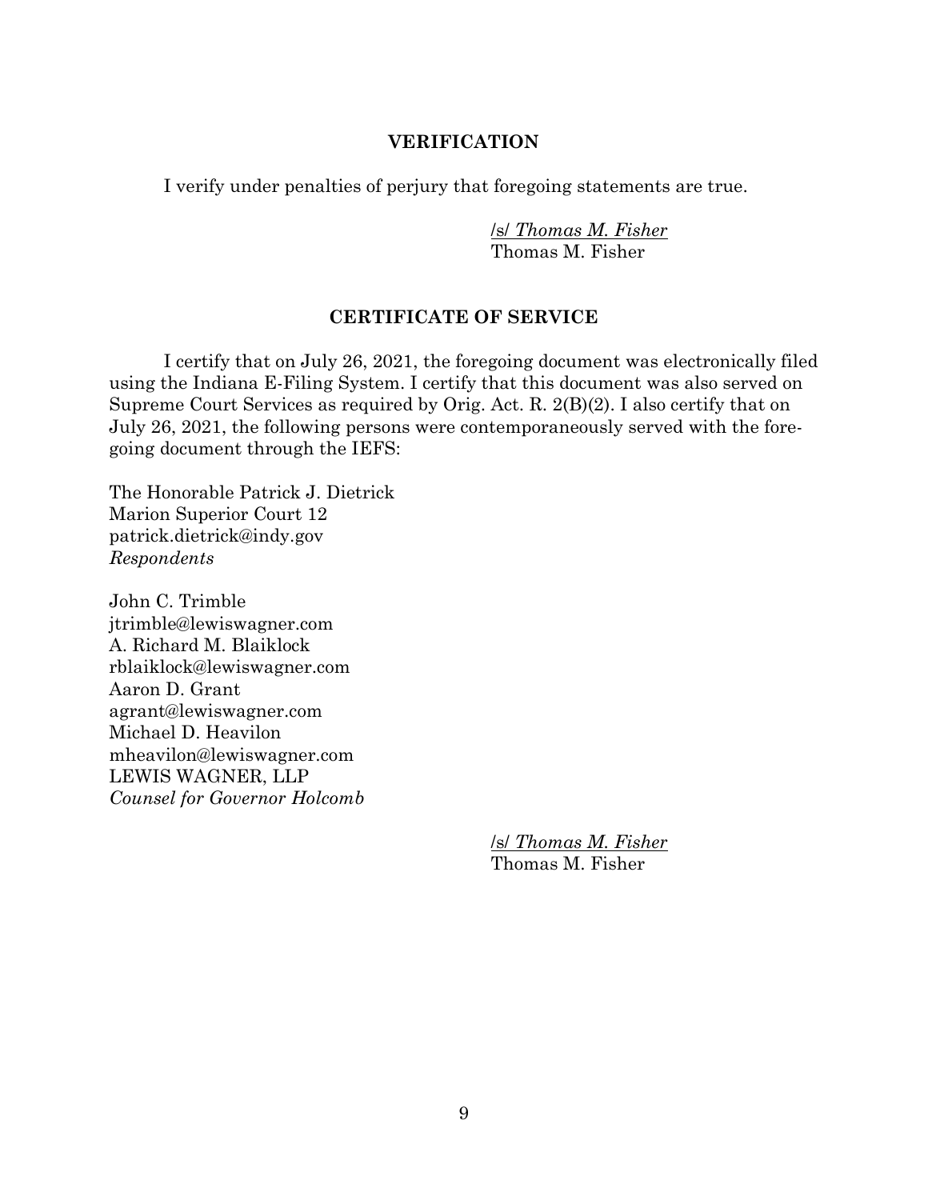## VERIFICATION

I verify under penalties of perjury that foregoing statements are true.

/s/ *Thomas M. Fisher*
Thomas M. Fisher

## CERTIFICATE OF SERVICE

I certify that on July 26, 2021, the foregoing document was electronically filed using the Indiana E-Filing System. I certify that this document was also served on Supreme Court Services as required by Orig. Act. R. 2(B)(2). I also certify that on July 26, 2021, the following persons were contemporaneously served with the foregoing document through the IEFS:

The Honorable Patrick J. Dietrick
Marion Superior Court 12
patrick.dietrick@indy.gov
*Respondents*

John C. Trimble
jtrimble@lewiswagner.com
A. Richard M. Blaiklock
rblaiklock@lewiswagner.com
Aaron D. Grant
agrant@lewiswagner.com
Michael D. Heavilon
mheavilon@lewiswagner.com
LEWIS WAGNER, LLP
*Counsel for Governor Holcomb*

/s/ *Thomas M. Fisher*
Thomas M. Fisher